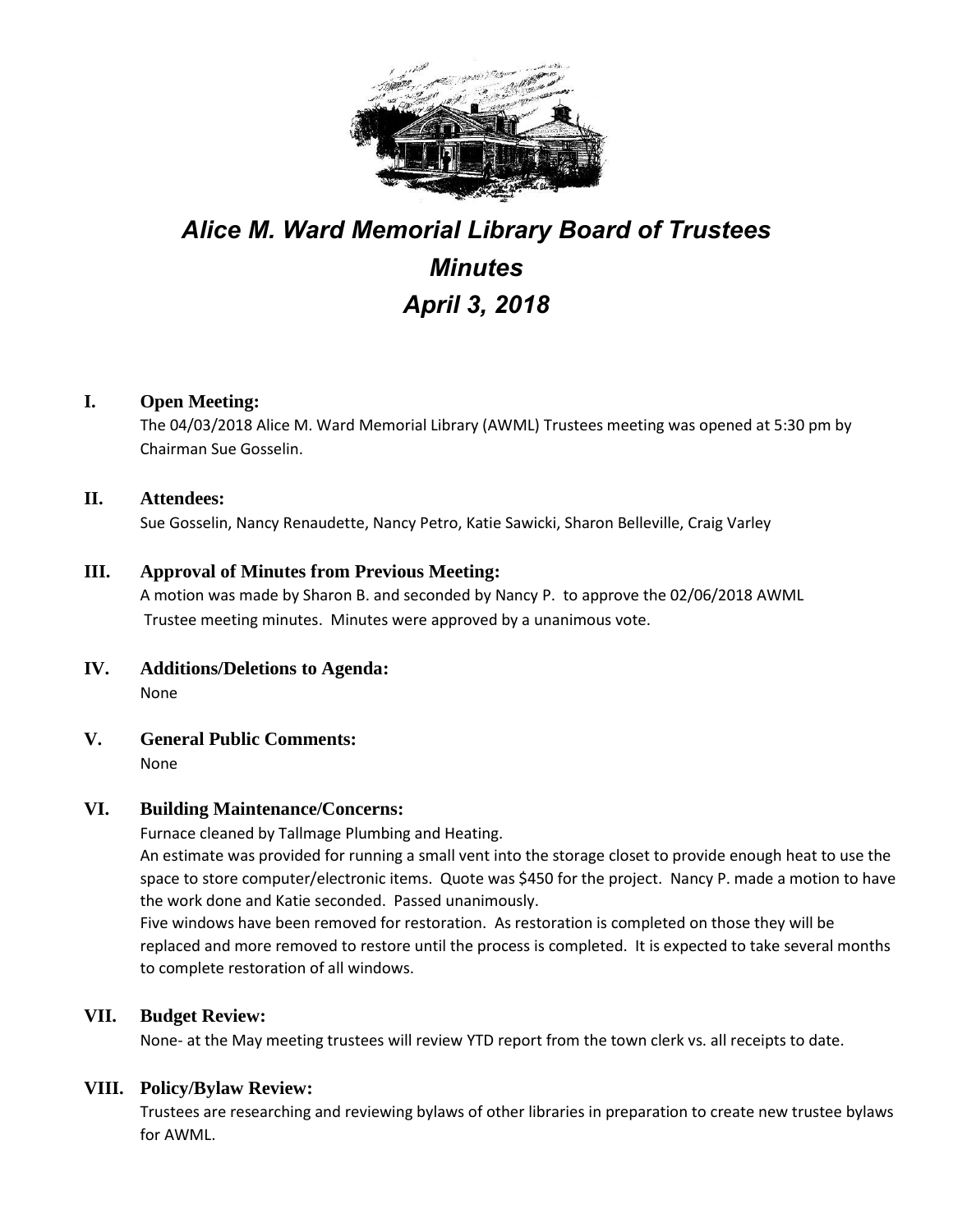# *Alice M. Ward Memorial Library Board of Trustees*
# *Minutes*
# *April 3, 2018*

## I. Open Meeting:

The 04/03/2018 Alice M. Ward Memorial Library (AWML) Trustees meeting was opened at 5:30 pm by Chairman Sue Gosselin.

## II. Attendees:

Sue Gosselin, Nancy Renaudette, Nancy Petro, Katie Sawicki, Sharon Belleville, Craig Varley

## III. Approval of Minutes from Previous Meeting:

A motion was made by Sharon B. and seconded by Nancy P. to approve the 02/06/2018 AWML Trustee meeting minutes. Minutes were approved by a unanimous vote.

## IV. Additions/Deletions to Agenda:

None

## V. General Public Comments:

None

## VI. Building Maintenance/Concerns:

Furnace cleaned by Tallmage Plumbing and Heating.

An estimate was provided for running a small vent into the storage closet to provide enough heat to use the space to store computer/electronic items. Quote was $450 for the project. Nancy P. made a motion to have the work done and Katie seconded. Passed unanimously.

Five windows have been removed for restoration. As restoration is completed on those they will be replaced and more removed to restore until the process is completed. It is expected to take several months to complete restoration of all windows.

## VII. Budget Review:

None- at the May meeting trustees will review YTD report from the town clerk vs. all receipts to date.

## VIII. Policy/Bylaw Review:

Trustees are researching and reviewing bylaws of other libraries in preparation to create new trustee bylaws for AWML.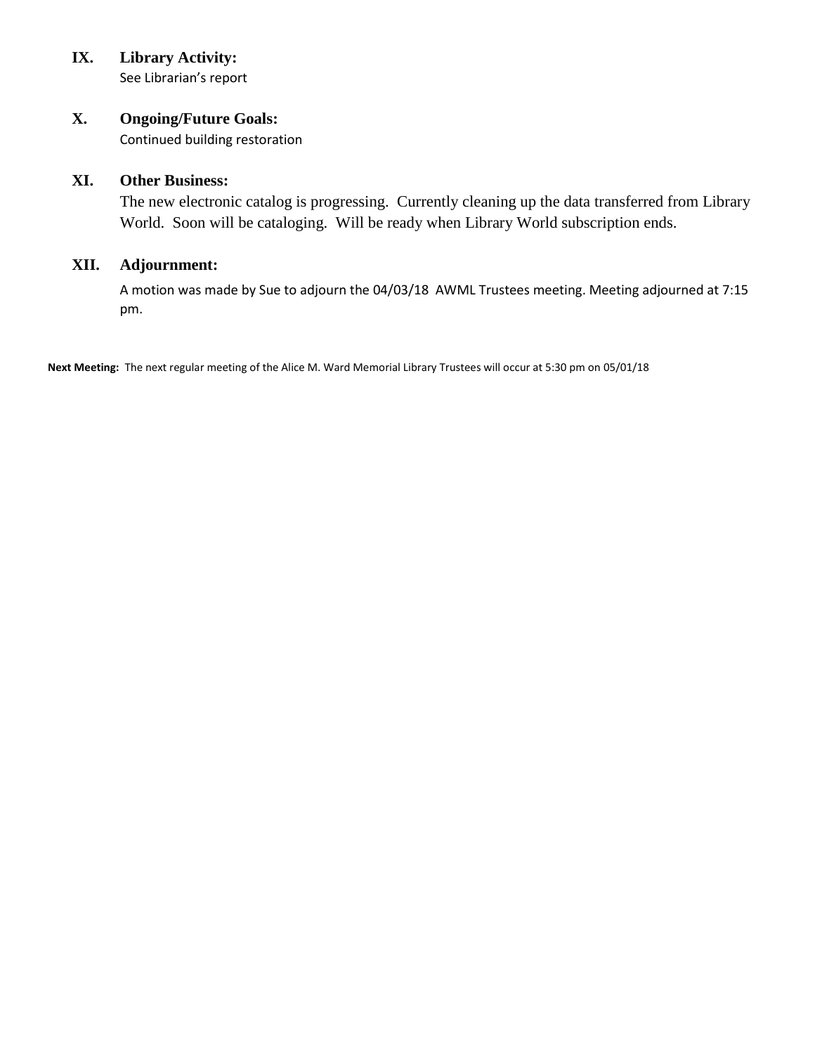## IX. Library Activity:

See Librarian's report

## X. Ongoing/Future Goals:

Continued building restoration

## XI. Other Business:

The new electronic catalog is progressing. Currently cleaning up the data transferred from Library World. Soon will be cataloging. Will be ready when Library World subscription ends.

## XII. Adjournment:

A motion was made by Sue to adjourn the 04/03/18 AWML Trustees meeting. Meeting adjourned at 7:15 pm.

**Next Meeting:** The next regular meeting of the Alice M. Ward Memorial Library Trustees will occur at 5:30 pm on 05/01/18